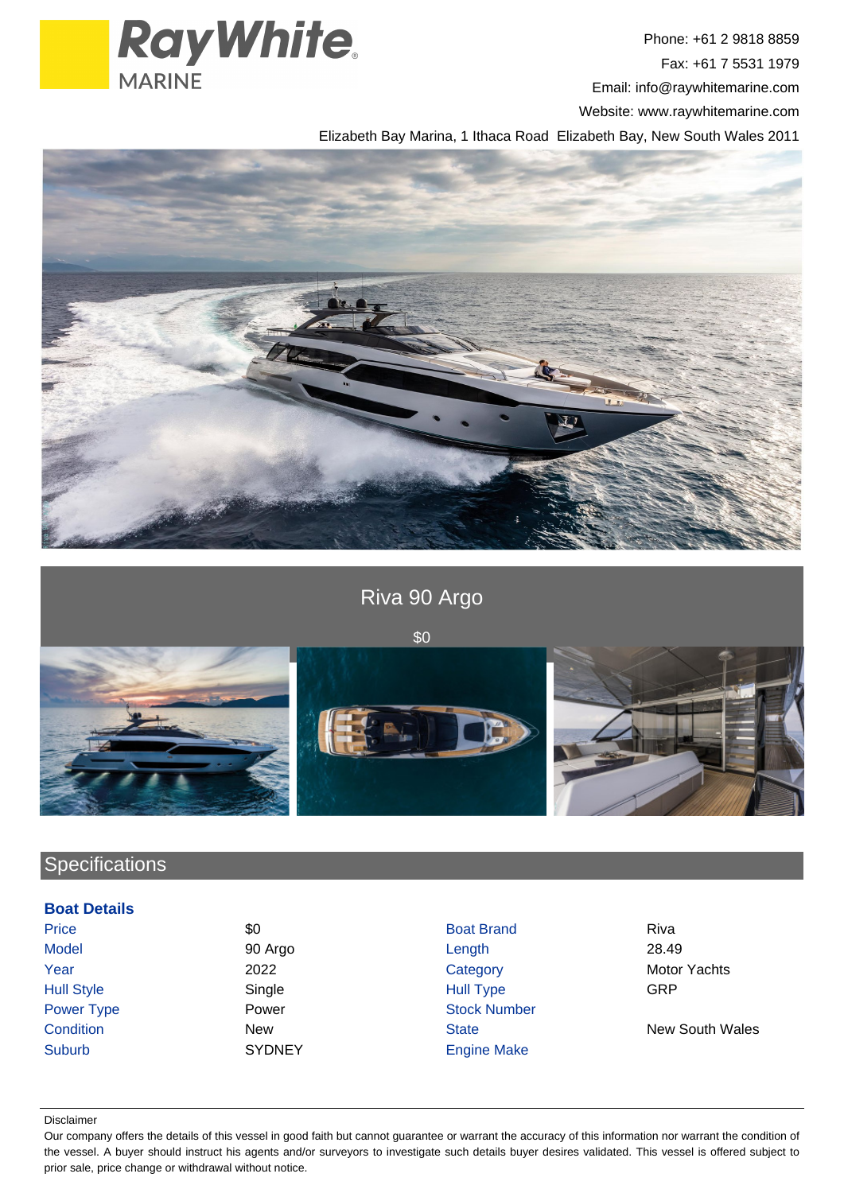Ray White MARINE

Phone: +61 2 9818 8859
Fax: +61 7 5531 1979
Email: info@raywhitemarine.com
Website: www.raywhitemarine.com
Elizabeth Bay Marina, 1 Ithaca Road Elizabeth Bay, New South Wales 2011

# Riva 90 Argo

$0

## Specifications

### Boat Details

| | | | |
|---|---|---|---|
| Price | $0 | Boat Brand | Riva |
| Model | 90 Argo | Length | 28.49 |
| Year | 2022 | Category | Motor Yachts |
| Hull Style | Single | Hull Type | GRP |
| Power Type | Power | Stock Number | |
| Condition | New | State | New South Wales |
| Suburb | SYDNEY | Engine Make | |

Disclaimer

Our company offers the details of this vessel in good faith but cannot guarantee or warrant the accuracy of this information nor warrant the condition of the vessel. A buyer should instruct his agents and/or surveyors to investigate such details buyer desires validated. This vessel is offered subject to prior sale, price change or withdrawal without notice.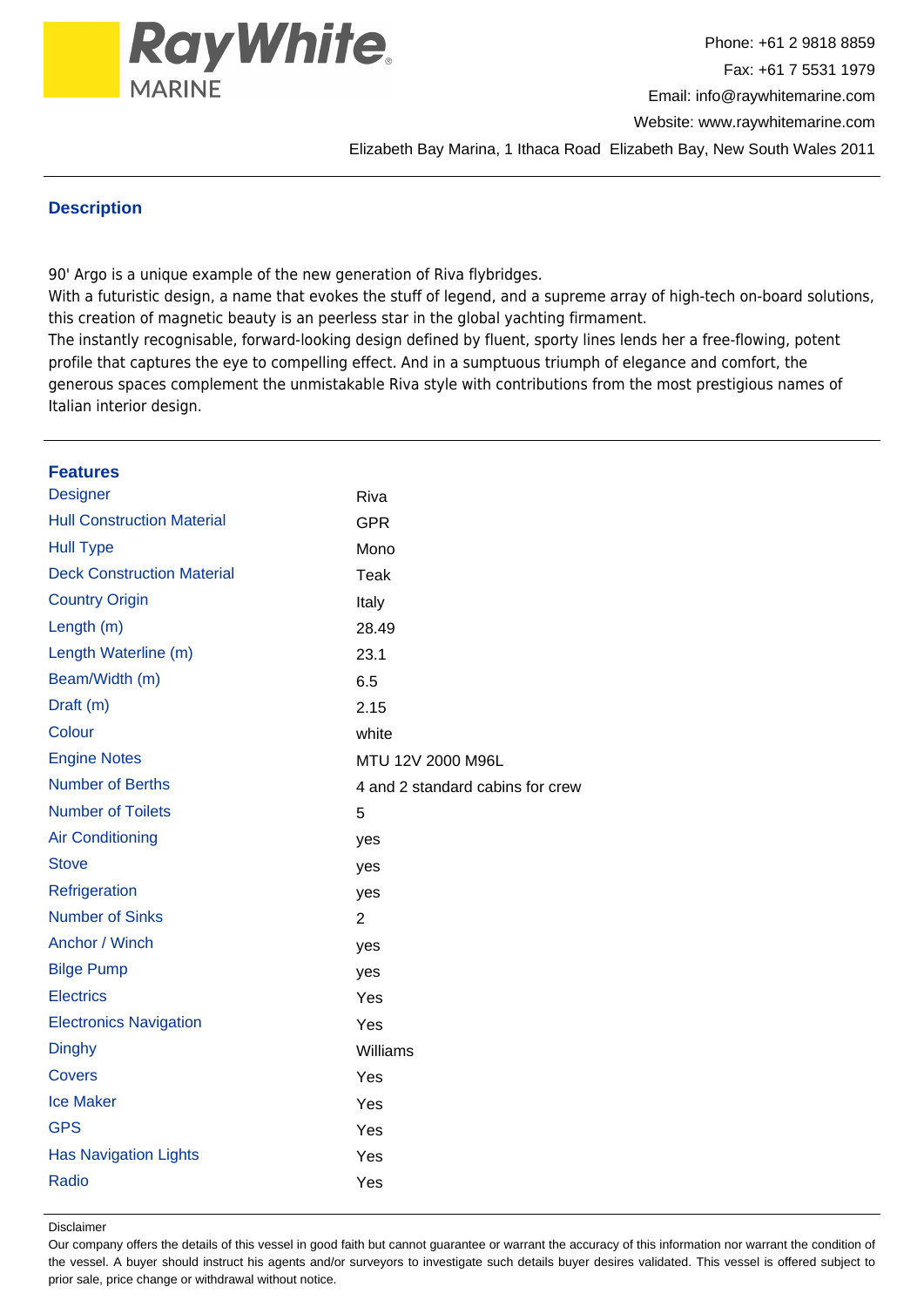Ray White MARINE

Phone: +61 2 9818 8859
Fax: +61 7 5531 1979
Email: info@raywhitemarine.com
Website: www.raywhitemarine.com
Elizabeth Bay Marina, 1 Ithaca Road Elizabeth Bay, New South Wales 2011

## Description

90' Argo is a unique example of the new generation of Riva flybridges.
With a futuristic design, a name that evokes the stuff of legend, and a supreme array of high-tech on-board solutions, this creation of magnetic beauty is an peerless star in the global yachting firmament.
The instantly recognisable, forward-looking design defined by fluent, sporty lines lends her a free-flowing, potent profile that captures the eye to compelling effect. And in a sumptuous triumph of elegance and comfort, the generous spaces complement the unmistakable Riva style with contributions from the most prestigious names of Italian interior design.

## Features

| | |
|---|---|
| Designer | Riva |
| Hull Construction Material | GPR |
| Hull Type | Mono |
| Deck Construction Material | Teak |
| Country Origin | Italy |
| Length (m) | 28.49 |
| Length Waterline (m) | 23.1 |
| Beam/Width (m) | 6.5 |
| Draft (m) | 2.15 |
| Colour | white |
| Engine Notes | MTU 12V 2000 M96L |
| Number of Berths | 4 and 2 standard cabins for crew |
| Number of Toilets | 5 |
| Air Conditioning | yes |
| Stove | yes |
| Refrigeration | yes |
| Number of Sinks | 2 |
| Anchor / Winch | yes |
| Bilge Pump | yes |
| Electrics | Yes |
| Electronics Navigation | Yes |
| Dinghy | Williams |
| Covers | Yes |
| Ice Maker | Yes |
| GPS | Yes |
| Has Navigation Lights | Yes |
| Radio | Yes |

Disclaimer
Our company offers the details of this vessel in good faith but cannot guarantee or warrant the accuracy of this information nor warrant the condition of the vessel. A buyer should instruct his agents and/or surveyors to investigate such details buyer desires validated. This vessel is offered subject to prior sale, price change or withdrawal without notice.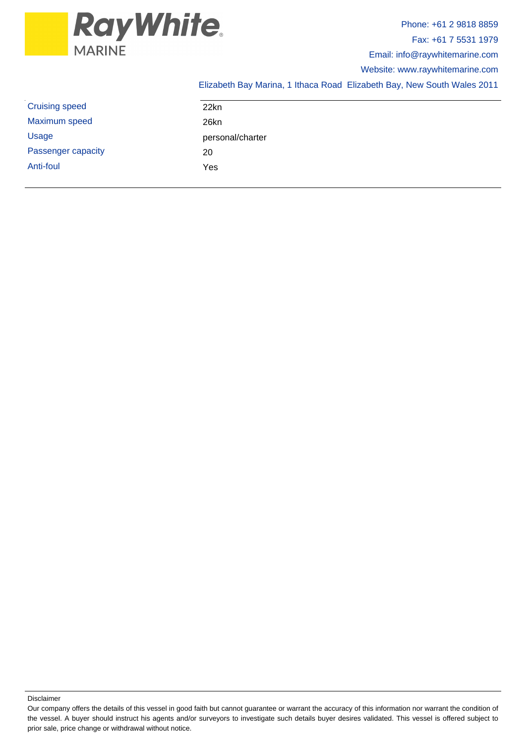| | |
|---|---|
| Cruising speed | 22kn |
| Maximum speed | 26kn |
| Usage | personal/charter |
| Passenger capacity | 20 |
| Anti-foul | Yes |

Disclaimer

Our company offers the details of this vessel in good faith but cannot guarantee or warrant the accuracy of this information nor warrant the condition of the vessel. A buyer should instruct his agents and/or surveyors to investigate such details buyer desires validated. This vessel is offered subject to prior sale, price change or withdrawal without notice.